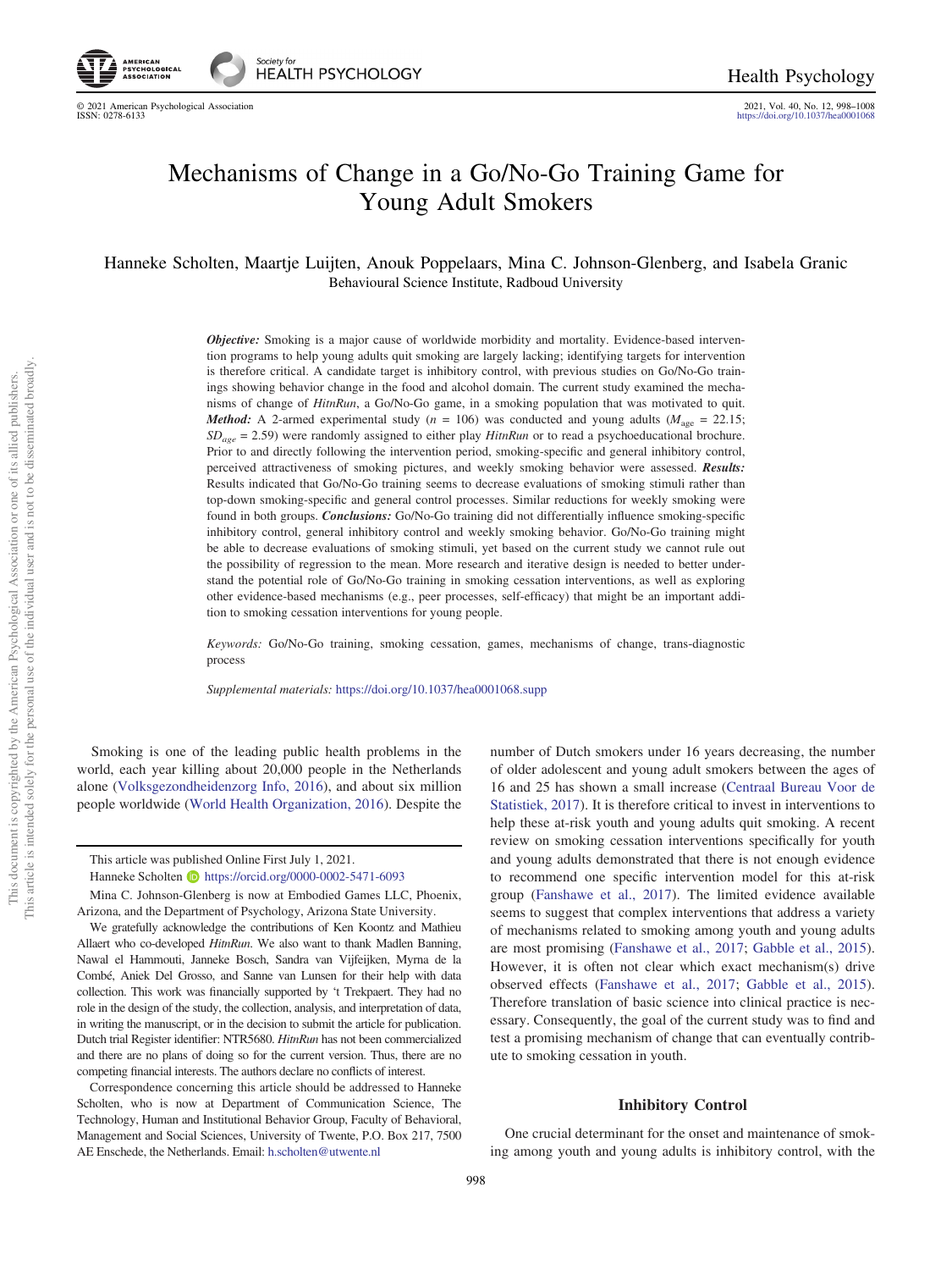# Mechanisms of Change in a Go/No-Go Training Game for Young Adult Smokers

Hanneke Scholten, Maartje Luijten, Anouk Poppelaars, Mina C. Johnson-Glenberg, and Isabela Granic

Behavioural Science Institute, Radboud University

***Objective:*** Smoking is a major cause of worldwide morbidity and mortality. Evidence-based intervention programs to help young adults quit smoking are largely lacking; identifying targets for intervention is therefore critical. A candidate target is inhibitory control, with previous studies on Go/No-Go trainings showing behavior change in the food and alcohol domain. The current study examined the mechanisms of change of *HitnRun*, a Go/No-Go game, in a smoking population that was motivated to quit. ***Method:*** A 2-armed experimental study ($n$ = 106) was conducted and young adults ($M_{age}$ = 22.15; $SD_{age}$ = 2.59) were randomly assigned to either play *HitnRun* or to read a psychoeducational brochure. Prior to and directly following the intervention period, smoking-specific and general inhibitory control, perceived attractiveness of smoking pictures, and weekly smoking behavior were assessed. ***Results:*** Results indicated that Go/No-Go training seems to decrease evaluations of smoking stimuli rather than top-down smoking-specific and general control processes. Similar reductions for weekly smoking were found in both groups. ***Conclusions:*** Go/No-Go training did not differentially influence smoking-specific inhibitory control, general inhibitory control and weekly smoking behavior. Go/No-Go training might be able to decrease evaluations of smoking stimuli, yet based on the current study we cannot rule out the possibility of regression to the mean. More research and iterative design is needed to better understand the potential role of Go/No-Go training in smoking cessation interventions, as well as exploring other evidence-based mechanisms (e.g., peer processes, self-efficacy) that might be an important addition to smoking cessation interventions for young people.

*Keywords:* Go/No-Go training, smoking cessation, games, mechanisms of change, trans-diagnostic process

*Supplemental materials:* https://doi.org/10.1037/hea0001068.supp

Smoking is one of the leading public health problems in the world, each year killing about 20,000 people in the Netherlands alone (Volksgezondheidenzorg Info, 2016), and about six million people worldwide (World Health Organization, 2016). Despite the number of Dutch smokers under 16 years decreasing, the number of older adolescent and young adult smokers between the ages of 16 and 25 has shown a small increase (Centraal Bureau Voor de Statistiek, 2017). It is therefore critical to invest in interventions to help these at-risk youth and young adults quit smoking. A recent review on smoking cessation interventions specifically for youth and young adults demonstrated that there is not enough evidence to recommend one specific intervention model for this at-risk group (Fanshawe et al., 2017). The limited evidence available seems to suggest that complex interventions that address a variety of mechanisms related to smoking among youth and young adults are most promising (Fanshawe et al., 2017; Gabble et al., 2015). However, it is often not clear which exact mechanism(s) drive observed effects (Fanshawe et al., 2017; Gabble et al., 2015). Therefore translation of basic science into clinical practice is necessary. Consequently, the goal of the current study was to find and test a promising mechanism of change that can eventually contribute to smoking cessation in youth.

## Inhibitory Control

One crucial determinant for the onset and maintenance of smoking among youth and young adults is inhibitory control, with the

---

This article was published Online First July 1, 2021.

Hanneke Scholten https://orcid.org/0000-0002-5471-6093

Mina C. Johnson-Glenberg is now at Embodied Games LLC, Phoenix, Arizona, and the Department of Psychology, Arizona State University.

We gratefully acknowledge the contributions of Ken Koontz and Mathieu Allaert who co-developed *HitnRun*. We also want to thank Madlen Banning, Nawal el Hammouti, Janneke Bosch, Sandra van Vijfeijken, Myrna de la Combé, Aniek Del Grosso, and Sanne van Lunsen for their help with data collection. This work was financially supported by 't Trekpaert. They had no role in the design of the study, the collection, analysis, and interpretation of data, in writing the manuscript, or in the decision to submit the article for publication. Dutch trial Register identifier: NTR5680. *HitnRun* has not been commercialized and there are no plans of doing so for the current version. Thus, there are no competing financial interests. The authors declare no conflicts of interest.

Correspondence concerning this article should be addressed to Hanneke Scholten, who is now at Department of Communication Science, The Technology, Human and Institutional Behavior Group, Faculty of Behavioral, Management and Social Sciences, University of Twente, P.O. Box 217, 7500 AE Enschede, the Netherlands. Email: h.scholten@utwente.nl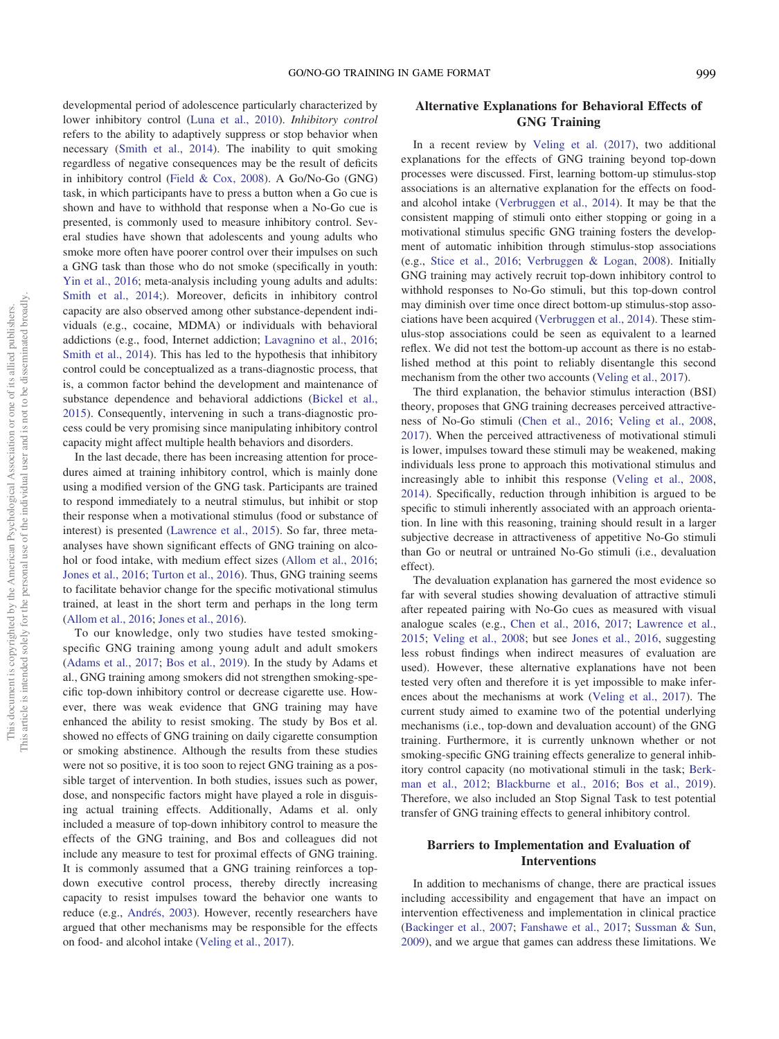developmental period of adolescence particularly characterized by lower inhibitory control (Luna et al., 2010). *Inhibitory control* refers to the ability to adaptively suppress or stop behavior when necessary (Smith et al., 2014). The inability to quit smoking regardless of negative consequences may be the result of deficits in inhibitory control (Field & Cox, 2008). A Go/No-Go (GNG) task, in which participants have to press a button when a Go cue is shown and have to withhold that response when a No-Go cue is presented, is commonly used to measure inhibitory control. Several studies have shown that adolescents and young adults who smoke more often have poorer control over their impulses on such a GNG task than those who do not smoke (specifically in youth: Yin et al., 2016; meta-analysis including young adults and adults: Smith et al., 2014;). Moreover, deficits in inhibitory control capacity are also observed among other substance-dependent individuals (e.g., cocaine, MDMA) or individuals with behavioral addictions (e.g., food, Internet addiction; Lavagnino et al., 2016; Smith et al., 2014). This has led to the hypothesis that inhibitory control could be conceptualized as a trans-diagnostic process, that is, a common factor behind the development and maintenance of substance dependence and behavioral addictions (Bickel et al., 2015). Consequently, intervening in such a trans-diagnostic process could be very promising since manipulating inhibitory control capacity might affect multiple health behaviors and disorders.

In the last decade, there has been increasing attention for procedures aimed at training inhibitory control, which is mainly done using a modified version of the GNG task. Participants are trained to respond immediately to a neutral stimulus, but inhibit or stop their response when a motivational stimulus (food or substance of interest) is presented (Lawrence et al., 2015). So far, three meta-analyses have shown significant effects of GNG training on alcohol or food intake, with medium effect sizes (Allom et al., 2016; Jones et al., 2016; Turton et al., 2016). Thus, GNG training seems to facilitate behavior change for the specific motivational stimulus trained, at least in the short term and perhaps in the long term (Allom et al., 2016; Jones et al., 2016).

To our knowledge, only two studies have tested smoking-specific GNG training among young adult and adult smokers (Adams et al., 2017; Bos et al., 2019). In the study by Adams et al., GNG training among smokers did not strengthen smoking-specific top-down inhibitory control or decrease cigarette use. However, there was weak evidence that GNG training may have enhanced the ability to resist smoking. The study by Bos et al. showed no effects of GNG training on daily cigarette consumption or smoking abstinence. Although the results from these studies were not so positive, it is too soon to reject GNG training as a possible target of intervention. In both studies, issues such as power, dose, and nonspecific factors might have played a role in disguising actual training effects. Additionally, Adams et al. only included a measure of top-down inhibitory control to measure the effects of the GNG training, and Bos and colleagues did not include any measure to test for proximal effects of GNG training. It is commonly assumed that a GNG training reinforces a top-down executive control process, thereby directly increasing capacity to resist impulses toward the behavior one wants to reduce (e.g., Andrés, 2003). However, recently researchers have argued that other mechanisms may be responsible for the effects on food- and alcohol intake (Veling et al., 2017).

## Alternative Explanations for Behavioral Effects of GNG Training

In a recent review by Veling et al. (2017), two additional explanations for the effects of GNG training beyond top-down processes were discussed. First, learning bottom-up stimulus-stop associations is an alternative explanation for the effects on food- and alcohol intake (Verbruggen et al., 2014). It may be that the consistent mapping of stimuli onto either stopping or going in a motivational stimulus specific GNG training fosters the development of automatic inhibition through stimulus-stop associations (e.g., Stice et al., 2016; Verbruggen & Logan, 2008). Initially GNG training may actively recruit top-down inhibitory control to withhold responses to No-Go stimuli, but this top-down control may diminish over time once direct bottom-up stimulus-stop associations have been acquired (Verbruggen et al., 2014). These stimulus-stop associations could be seen as equivalent to a learned reflex. We did not test the bottom-up account as there is no established method at this point to reliably disentangle this second mechanism from the other two accounts (Veling et al., 2017).

The third explanation, the behavior stimulus interaction (BSI) theory, proposes that GNG training decreases perceived attractiveness of No-Go stimuli (Chen et al., 2016; Veling et al., 2008, 2017). When the perceived attractiveness of motivational stimuli is lower, impulses toward these stimuli may be weakened, making individuals less prone to approach this motivational stimulus and increasingly able to inhibit this response (Veling et al., 2008, 2014). Specifically, reduction through inhibition is argued to be specific to stimuli inherently associated with an approach orientation. In line with this reasoning, training should result in a larger subjective decrease in attractiveness of appetitive No-Go stimuli than Go or neutral or untrained No-Go stimuli (i.e., devaluation effect).

The devaluation explanation has garnered the most evidence so far with several studies showing devaluation of attractive stimuli after repeated pairing with No-Go cues as measured with visual analogue scales (e.g., Chen et al., 2016, 2017; Lawrence et al., 2015; Veling et al., 2008; but see Jones et al., 2016, suggesting less robust findings when indirect measures of evaluation are used). However, these alternative explanations have not been tested very often and therefore it is yet impossible to make inferences about the mechanisms at work (Veling et al., 2017). The current study aimed to examine two of the potential underlying mechanisms (i.e., top-down and devaluation account) of the GNG training. Furthermore, it is currently unknown whether or not smoking-specific GNG training effects generalize to general inhibitory control capacity (no motivational stimuli in the task; Berkman et al., 2012; Blackburne et al., 2016; Bos et al., 2019). Therefore, we also included an Stop Signal Task to test potential transfer of GNG training effects to general inhibitory control.

## Barriers to Implementation and Evaluation of Interventions

In addition to mechanisms of change, there are practical issues including accessibility and engagement that have an impact on intervention effectiveness and implementation in clinical practice (Backinger et al., 2007; Fanshawe et al., 2017; Sussman & Sun, 2009), and we argue that games can address these limitations. We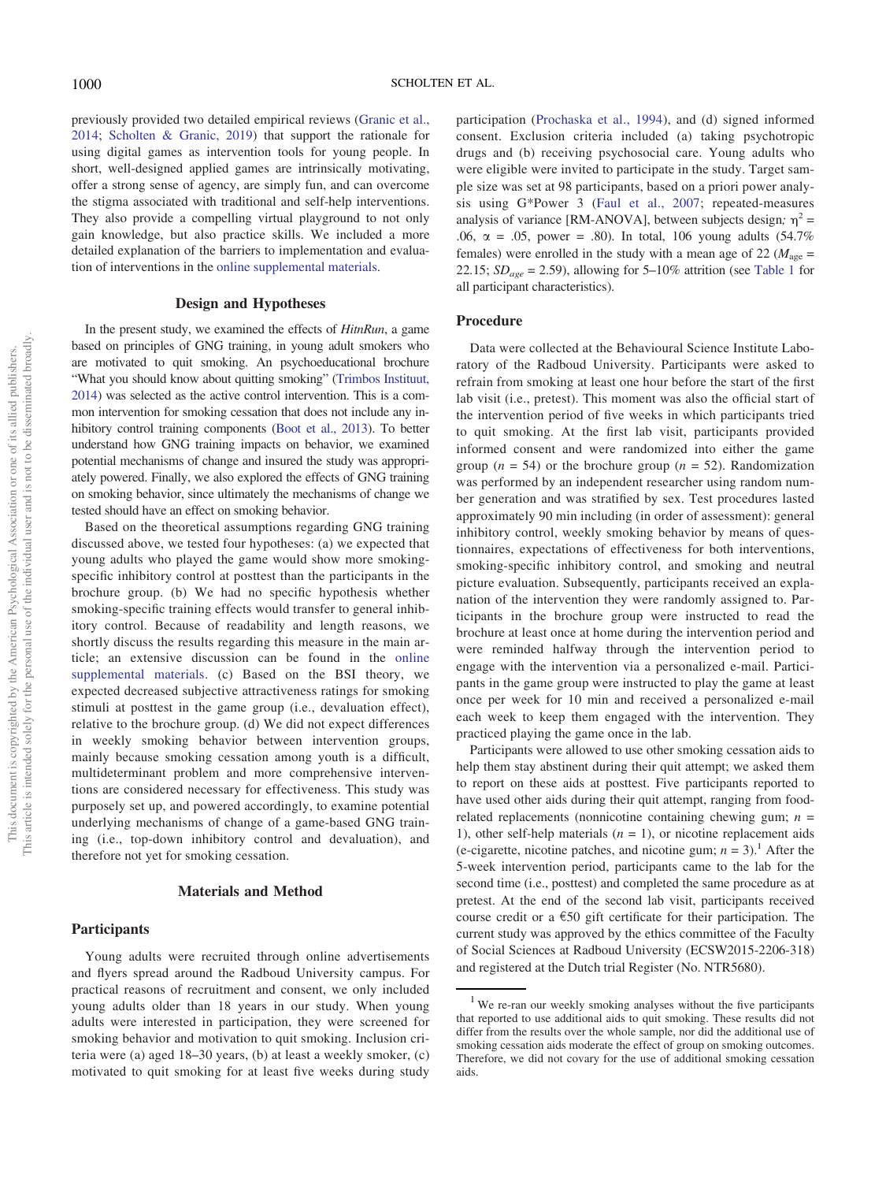previously provided two detailed empirical reviews (Granic et al., 2014; Scholten & Granic, 2019) that support the rationale for using digital games as intervention tools for young people. In short, well-designed applied games are intrinsically motivating, offer a strong sense of agency, are simply fun, and can overcome the stigma associated with traditional and self-help interventions. They also provide a compelling virtual playground to not only gain knowledge, but also practice skills. We included a more detailed explanation of the barriers to implementation and evaluation of interventions in the online supplemental materials.

## Design and Hypotheses

In the present study, we examined the effects of *HitnRun*, a game based on principles of GNG training, in young adult smokers who are motivated to quit smoking. An psychoeducational brochure "What you should know about quitting smoking" (Trimbos Instituut, 2014) was selected as the active control intervention. This is a common intervention for smoking cessation that does not include any inhibitory control training components (Boot et al., 2013). To better understand how GNG training impacts on behavior, we examined potential mechanisms of change and insured the study was appropriately powered. Finally, we also explored the effects of GNG training on smoking behavior, since ultimately the mechanisms of change we tested should have an effect on smoking behavior.

Based on the theoretical assumptions regarding GNG training discussed above, we tested four hypotheses: (a) we expected that young adults who played the game would show more smoking-specific inhibitory control at posttest than the participants in the brochure group. (b) We had no specific hypothesis whether smoking-specific training effects would transfer to general inhibitory control. Because of readability and length reasons, we shortly discuss the results regarding this measure in the main article; an extensive discussion can be found in the online supplemental materials. (c) Based on the BSI theory, we expected decreased subjective attractiveness ratings for smoking stimuli at posttest in the game group (i.e., devaluation effect), relative to the brochure group. (d) We did not expect differences in weekly smoking behavior between intervention groups, mainly because smoking cessation among youth is a difficult, multideterminant problem and more comprehensive interventions are considered necessary for effectiveness. This study was purposely set up, and powered accordingly, to examine potential underlying mechanisms of change of a game-based GNG training (i.e., top-down inhibitory control and devaluation), and therefore not yet for smoking cessation.

# Materials and Method

## Participants

Young adults were recruited through online advertisements and flyers spread around the Radboud University campus. For practical reasons of recruitment and consent, we only included young adults older than 18 years in our study. When young adults were interested in participation, they were screened for smoking behavior and motivation to quit smoking. Inclusion criteria were (a) aged 18–30 years, (b) at least a weekly smoker, (c) motivated to quit smoking for at least five weeks during study participation (Prochaska et al., 1994), and (d) signed informed consent. Exclusion criteria included (a) taking psychotropic drugs and (b) receiving psychosocial care. Young adults who were eligible were invited to participate in the study. Target sample size was set at 98 participants, based on a priori power analysis using G*Power 3 (Faul et al., 2007; repeated-measures analysis of variance [RM-ANOVA], between subjects design; $\eta^2 = .06$, $\alpha = .05$, power = .80). In total, 106 young adults (54.7% females) were enrolled in the study with a mean age of 22 ($M_{age} = 22.15$; $SD_{age} = 2.59$), allowing for 5–10% attrition (see Table 1 for all participant characteristics).

## Procedure

Data were collected at the Behavioural Science Institute Laboratory of the Radboud University. Participants were asked to refrain from smoking at least one hour before the start of the first lab visit (i.e., pretest). This moment was also the official start of the intervention period of five weeks in which participants tried to quit smoking. At the first lab visit, participants provided informed consent and were randomized into either the game group ($n = 54$) or the brochure group ($n = 52$). Randomization was performed by an independent researcher using random number generation and was stratified by sex. Test procedures lasted approximately 90 min including (in order of assessment): general inhibitory control, weekly smoking behavior by means of questionnaires, expectations of effectiveness for both interventions, smoking-specific inhibitory control, and smoking and neutral picture evaluation. Subsequently, participants received an explanation of the intervention they were randomly assigned to. Participants in the brochure group were instructed to read the brochure at least once at home during the intervention period and were reminded halfway through the intervention period to engage with the intervention via a personalized e-mail. Participants in the game group were instructed to play the game at least once per week for 10 min and received a personalized e-mail each week to keep them engaged with the intervention. They practiced playing the game once in the lab.

Participants were allowed to use other smoking cessation aids to help them stay abstinent during their quit attempt; we asked them to report on these aids at posttest. Five participants reported to have used other aids during their quit attempt, ranging from food-related replacements (nonnicotine containing chewing gum; $n = 1$), other self-help materials ($n = 1$), or nicotine replacement aids (e-cigarette, nicotine patches, and nicotine gum; $n = 3$).[1] After the 5-week intervention period, participants came to the lab for the second time (i.e., posttest) and completed the same procedure as at pretest. At the end of the second lab visit, participants received course credit or a €50 gift certificate for their participation. The current study was approved by the ethics committee of the Faculty of Social Sciences at Radboud University (ECSW2015-2206-318) and registered at the Dutch trial Register (No. NTR5680).

[1] We re-ran our weekly smoking analyses without the five participants that reported to use additional aids to quit smoking. These results did not differ from the results over the whole sample, nor did the additional use of smoking cessation aids moderate the effect of group on smoking outcomes. Therefore, we did not covary for the use of additional smoking cessation aids.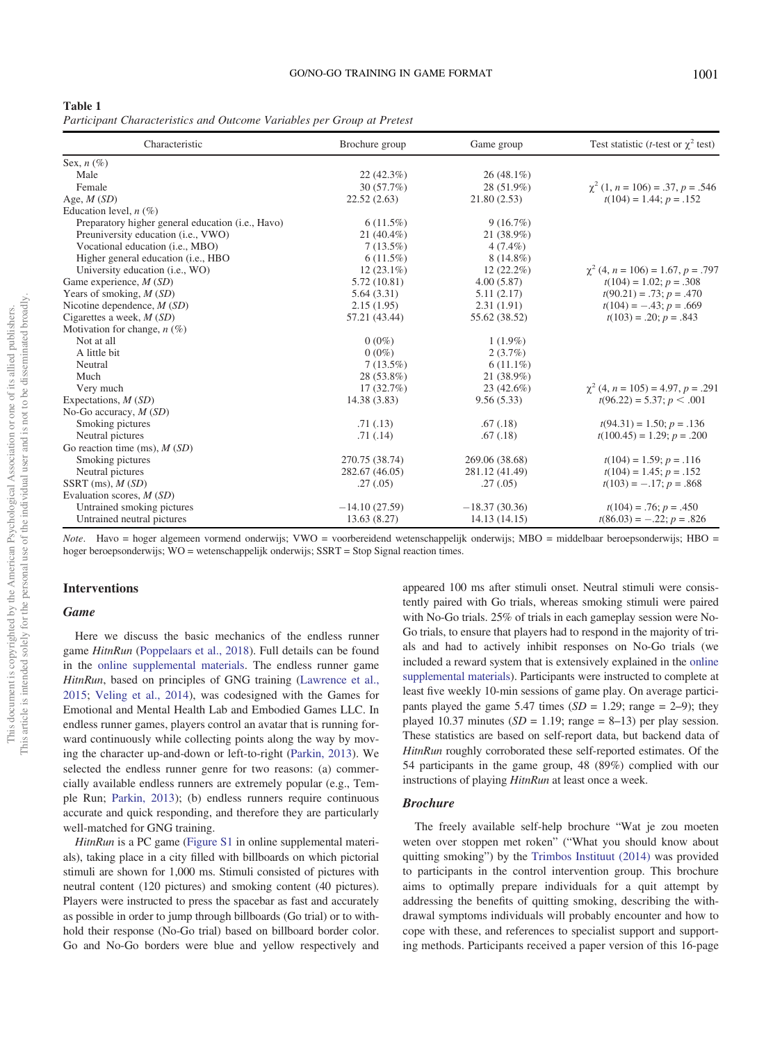**Table 1**
*Participant Characteristics and Outcome Variables per Group at Pretest*

| Characteristic | Brochure group | Game group | Test statistic (*t*-test or $\chi^2$ test) |
|---|---|---|---|
| Sex, *n* (%) | | | |
| Male | 22 (42.3%) | 26 (48.1%) | |
| Female | 30 (57.7%) | 28 (51.9%) | $\chi^2$ (1, *n* = 106) = .37, *p* = .546 |
| Age, *M* (*SD*) | 22.52 (2.63) | 21.80 (2.53) | *t*(104) = 1.44; *p* = .152 |
| Education level, *n* (%) | | | |
| Preparatory higher general education (i.e., Havo) | 6 (11.5%) | 9 (16.7%) | |
| Preuniversity education (i.e., VWO) | 21 (40.4%) | 21 (38.9%) | |
| Vocational education (i.e., MBO) | 7 (13.5%) | 4 (7.4%) | |
| Higher general education (i.e., HBO | 6 (11.5%) | 8 (14.8%) | |
| University education (i.e., WO) | 12 (23.1%) | 12 (22.2%) | $\chi^2$ (4, *n* = 106) = 1.67, *p* = .797 |
| Game experience, *M* (*SD*) | 5.72 (10.81) | 4.00 (5.87) | *t*(104) = 1.02; *p* = .308 |
| Years of smoking, *M* (*SD*) | 5.64 (3.31) | 5.11 (2.17) | *t*(90.21) = .73; *p* = .470 |
| Nicotine dependence, *M* (*SD*) | 2.15 (1.95) | 2.31 (1.91) | *t*(104) = −.43; *p* = .669 |
| Cigarettes a week, *M* (*SD*) | 57.21 (43.44) | 55.62 (38.52) | *t*(103) = .20; *p* = .843 |
| Motivation for change, *n* (%) | | | |
| Not at all | 0 (0%) | 1 (1.9%) | |
| A little bit | 0 (0%) | 2 (3.7%) | |
| Neutral | 7 (13.5%) | 6 (11.1%) | |
| Much | 28 (53.8%) | 21 (38.9%) | |
| Very much | 17 (32.7%) | 23 (42.6%) | $\chi^2$ (4, *n* = 105) = 4.97, *p* = .291 |
| Expectations, *M* (*SD*) | 14.38 (3.83) | 9.56 (5.33) | *t*(96.22) = 5.37; *p* < .001 |
| No-Go accuracy, *M* (*SD*) | | | |
| Smoking pictures | .71 (.13) | .67 (.18) | *t*(94.31) = 1.50; *p* = .136 |
| Neutral pictures | .71 (.14) | .67 (.18) | *t*(100.45) = 1.29; *p* = .200 |
| Go reaction time (ms), *M* (*SD*) | | | |
| Smoking pictures | 270.75 (38.74) | 269.06 (38.68) | *t*(104) = 1.59; *p* = .116 |
| Neutral pictures | 282.67 (46.05) | 281.12 (41.49) | *t*(104) = 1.45; *p* = .152 |
| SSRT (ms), *M* (*SD*) | .27 (.05) | .27 (.05) | *t*(103) = −.17; *p* = .868 |
| Evaluation scores, *M* (*SD*) | | | |
| Untrained smoking pictures | −14.10 (27.59) | −18.37 (30.36) | *t*(104) = .76; *p* = .450 |
| Untrained neutral pictures | 13.63 (8.27) | 14.13 (14.15) | *t*(86.03) = −.22; *p* = .826 |

*Note*. Havo = hoger algemeen vormend onderwijs; VWO = voorbereidend wetenschappelijk onderwijs; MBO = middelbaar beroepsonderwijs; HBO = hoger beroepsonderwijs; WO = wetenschappelijk onderwijs; SSRT = Stop Signal reaction times.

## Interventions

### *Game*

Here we discuss the basic mechanics of the endless runner game *HitnRun* (Poppelaars et al., 2018). Full details can be found in the online supplemental materials. The endless runner game *HitnRun*, based on principles of GNG training (Lawrence et al., 2015; Veling et al., 2014), was codesigned with the Games for Emotional and Mental Health Lab and Embodied Games LLC. In endless runner games, players control an avatar that is running forward continuously while collecting points along the way by moving the character up-and-down or left-to-right (Parkin, 2013). We selected the endless runner genre for two reasons: (a) commercially available endless runners are extremely popular (e.g., Temple Run; Parkin, 2013); (b) endless runners require continuous accurate and quick responding, and therefore they are particularly well-matched for GNG training.

*HitnRun* is a PC game (Figure S1 in online supplemental materials), taking place in a city filled with billboards on which pictorial stimuli are shown for 1,000 ms. Stimuli consisted of pictures with neutral content (120 pictures) and smoking content (40 pictures). Players were instructed to press the spacebar as fast and accurately as possible in order to jump through billboards (Go trial) or to withhold their response (No-Go trial) based on billboard border color. Go and No-Go borders were blue and yellow respectively and appeared 100 ms after stimuli onset. Neutral stimuli were consistently paired with Go trials, whereas smoking stimuli were paired with No-Go trials. 25% of trials in each gameplay session were No-Go trials, to ensure that players had to respond in the majority of trials and had to actively inhibit responses on No-Go trials (we included a reward system that is extensively explained in the online supplemental materials). Participants were instructed to complete at least five weekly 10-min sessions of game play. On average participants played the game 5.47 times (*SD* = 1.29; range = 2–9); they played 10.37 minutes (*SD* = 1.19; range = 8–13) per play session. These statistics are based on self-report data, but backend data of *HitnRun* roughly corroborated these self-reported estimates. Of the 54 participants in the game group, 48 (89%) complied with our instructions of playing *HitnRun* at least once a week.

### *Brochure*

The freely available self-help brochure "Wat je zou moeten weten over stoppen met roken" ("What you should know about quitting smoking") by the Trimbos Instituut (2014) was provided to participants in the control intervention group. This brochure aims to optimally prepare individuals for a quit attempt by addressing the benefits of quitting smoking, describing the withdrawal symptoms individuals will probably encounter and how to cope with these, and references to specialist support and supporting methods. Participants received a paper version of this 16-page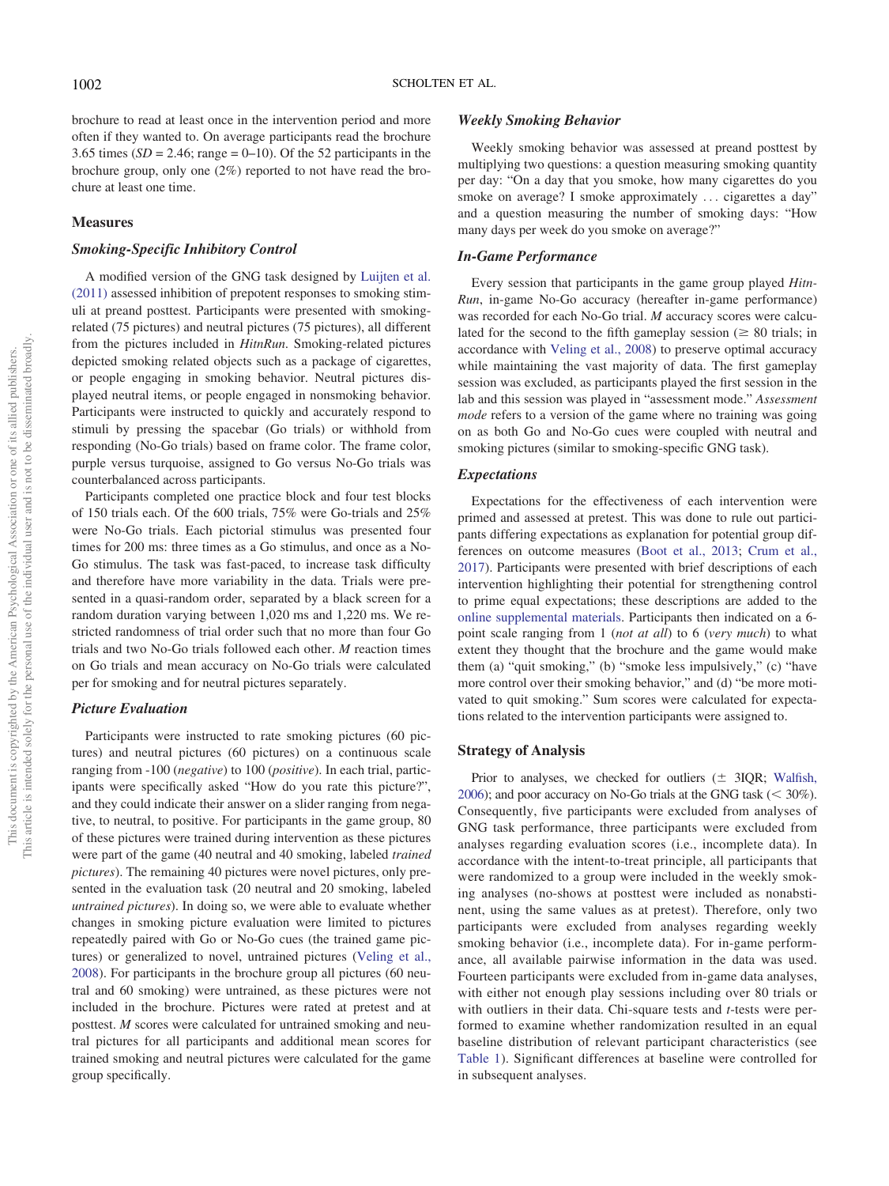brochure to read at least once in the intervention period and more often if they wanted to. On average participants read the brochure 3.65 times ($SD = 2.46$; range = 0–10). Of the 52 participants in the brochure group, only one (2%) reported to not have read the brochure at least one time.

## Measures

### Smoking-Specific Inhibitory Control

A modified version of the GNG task designed by Luijten et al. (2011) assessed inhibition of prepotent responses to smoking stimuli at preand posttest. Participants were presented with smoking-related (75 pictures) and neutral pictures (75 pictures), all different from the pictures included in *HitnRun*. Smoking-related pictures depicted smoking related objects such as a package of cigarettes, or people engaging in smoking behavior. Neutral pictures displayed neutral items, or people engaged in nonsmoking behavior. Participants were instructed to quickly and accurately respond to stimuli by pressing the spacebar (Go trials) or withhold from responding (No-Go trials) based on frame color. The frame color, purple versus turquoise, assigned to Go versus No-Go trials was counterbalanced across participants.

Participants completed one practice block and four test blocks of 150 trials each. Of the 600 trials, 75% were Go-trials and 25% were No-Go trials. Each pictorial stimulus was presented four times for 200 ms: three times as a Go stimulus, and once as a No-Go stimulus. The task was fast-paced, to increase task difficulty and therefore have more variability in the data. Trials were presented in a quasi-random order, separated by a black screen for a random duration varying between 1,020 ms and 1,220 ms. We restricted randomness of trial order such that no more than four Go trials and two No-Go trials followed each other. *M* reaction times on Go trials and mean accuracy on No-Go trials were calculated per for smoking and for neutral pictures separately.

### Picture Evaluation

Participants were instructed to rate smoking pictures (60 pictures) and neutral pictures (60 pictures) on a continuous scale ranging from -100 (*negative*) to 100 (*positive*). In each trial, participants were specifically asked "How do you rate this picture?", and they could indicate their answer on a slider ranging from negative, to neutral, to positive. For participants in the game group, 80 of these pictures were trained during intervention as these pictures were part of the game (40 neutral and 40 smoking, labeled *trained pictures*). The remaining 40 pictures were novel pictures, only presented in the evaluation task (20 neutral and 20 smoking, labeled *untrained pictures*). In doing so, we were able to evaluate whether changes in smoking picture evaluation were limited to pictures repeatedly paired with Go or No-Go cues (the trained game pictures) or generalized to novel, untrained pictures (Veling et al., 2008). For participants in the brochure group all pictures (60 neutral and 60 smoking) were untrained, as these pictures were not included in the brochure. Pictures were rated at pretest and at posttest. *M* scores were calculated for untrained smoking and neutral pictures for all participants and additional mean scores for trained smoking and neutral pictures were calculated for the game group specifically.

### Weekly Smoking Behavior

Weekly smoking behavior was assessed at preand posttest by multiplying two questions: a question measuring smoking quantity per day: "On a day that you smoke, how many cigarettes do you smoke on average? I smoke approximately . . . cigarettes a day" and a question measuring the number of smoking days: "How many days per week do you smoke on average?"

### In-Game Performance

Every session that participants in the game group played *HitnRun*, in-game No-Go accuracy (hereafter in-game performance) was recorded for each No-Go trial. *M* accuracy scores were calculated for the second to the fifth gameplay session ($\geq$ 80 trials; in accordance with Veling et al., 2008) to preserve optimal accuracy while maintaining the vast majority of data. The first gameplay session was excluded, as participants played the first session in the lab and this session was played in "assessment mode." *Assessment mode* refers to a version of the game where no training was going on as both Go and No-Go cues were coupled with neutral and smoking pictures (similar to smoking-specific GNG task).

### Expectations

Expectations for the effectiveness of each intervention were primed and assessed at pretest. This was done to rule out participants differing expectations as explanation for potential group differences on outcome measures (Boot et al., 2013; Crum et al., 2017). Participants were presented with brief descriptions of each intervention highlighting their potential for strengthening control to prime equal expectations; these descriptions are added to the online supplemental materials. Participants then indicated on a 6-point scale ranging from 1 (*not at all*) to 6 (*very much*) to what extent they thought that the brochure and the game would make them (a) "quit smoking," (b) "smoke less impulsively," (c) "have more control over their smoking behavior," and (d) "be more motivated to quit smoking." Sum scores were calculated for expectations related to the intervention participants were assigned to.

## Strategy of Analysis

Prior to analyses, we checked for outliers ($\pm$ 3IQR; Walfish, 2006); and poor accuracy on No-Go trials at the GNG task ($<$ 30%). Consequently, five participants were excluded from analyses of GNG task performance, three participants were excluded from analyses regarding evaluation scores (i.e., incomplete data). In accordance with the intent-to-treat principle, all participants that were randomized to a group were included in the weekly smoking analyses (no-shows at posttest were included as nonabstinent, using the same values as at pretest). Therefore, only two participants were excluded from analyses regarding weekly smoking behavior (i.e., incomplete data). For in-game performance, all available pairwise information in the data was used. Fourteen participants were excluded from in-game data analyses, with either not enough play sessions including over 80 trials or with outliers in their data. Chi-square tests and *t*-tests were performed to examine whether randomization resulted in an equal baseline distribution of relevant participant characteristics (see Table 1). Significant differences at baseline were controlled for in subsequent analyses.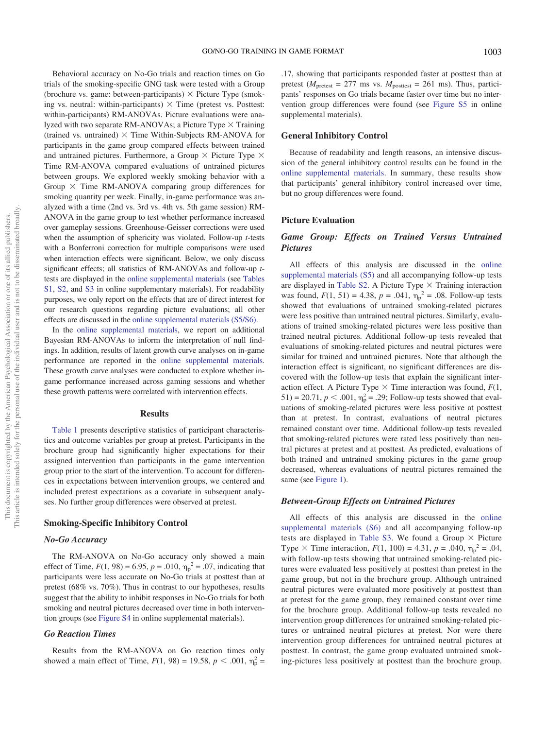Behavioral accuracy on No-Go trials and reaction times on Go trials of the smoking-specific GNG task were tested with a Group (brochure vs. game: between-participants) × Picture Type (smoking vs. neutral: within-participants) × Time (pretest vs. Posttest: within-participants) RM-ANOVAs. Picture evaluations were analyzed with two separate RM-ANOVAs; a Picture Type × Training (trained vs. untrained) × Time Within-Subjects RM-ANOVA for participants in the game group compared effects between trained and untrained pictures. Furthermore, a Group × Picture Type × Time RM-ANOVA compared evaluations of untrained pictures between groups. We explored weekly smoking behavior with a Group × Time RM-ANOVA comparing group differences for smoking quantity per week. Finally, in-game performance was analyzed with a time (2nd vs. 3rd vs. 4th vs. 5th game session) RM-ANOVA in the game group to test whether performance increased over gameplay sessions. Greenhouse-Geisser corrections were used when the assumption of sphericity was violated. Follow-up *t*-tests with a Bonferroni correction for multiple comparisons were used when interaction effects were significant. Below, we only discuss significant effects; all statistics of RM-ANOVAs and follow-up *t*-tests are displayed in the online supplemental materials (see Tables S1, S2, and S3 in online supplementary materials). For readability purposes, we only report on the effects that are of direct interest for our research questions regarding picture evaluations; all other effects are discussed in the online supplemental materials (S5/S6).

In the online supplemental materials, we report on additional Bayesian RM-ANOVAs to inform the interpretation of null findings. In addition, results of latent growth curve analyses on in-game performance are reported in the online supplemental materials. These growth curve analyses were conducted to explore whether in-game performance increased across gaming sessions and whether these growth patterns were correlated with intervention effects.

## Results

Table 1 presents descriptive statistics of participant characteristics and outcome variables per group at pretest. Participants in the brochure group had significantly higher expectations for their assigned intervention than participants in the game intervention group prior to the start of the intervention. To account for differences in expectations between intervention groups, we centered and included pretest expectations as a covariate in subsequent analyses. No further group differences were observed at pretest.

### Smoking-Specific Inhibitory Control

#### *No-Go Accuracy*

The RM-ANOVA on No-Go accuracy only showed a main effect of Time, $F(1, 98) = 6.95$, $p = .010$, $\eta_p^2 = .07$, indicating that participants were less accurate on No-Go trials at posttest than at pretest (68% vs. 70%). Thus in contrast to our hypotheses, results suggest that the ability to inhibit responses in No-Go trials for both smoking and neutral pictures decreased over time in both intervention groups (see Figure S4 in online supplemental materials).

#### *Go Reaction Times*

Results from the RM-ANOVA on Go reaction times only showed a main effect of Time, $F(1, 98) = 19.58$, $p < .001$, $\eta_p^2 = .17$, showing that participants responded faster at posttest than at pretest ($M_{pretest} = 277$ ms vs. $M_{posttest} = 261$ ms). Thus, participants' responses on Go trials became faster over time but no intervention group differences were found (see Figure S5 in online supplemental materials).

### General Inhibitory Control

Because of readability and length reasons, an intensive discussion of the general inhibitory control results can be found in the online supplemental materials. In summary, these results show that participants' general inhibitory control increased over time, but no group differences were found.

### Picture Evaluation

#### *Game Group: Effects on Trained Versus Untrained Pictures*

All effects of this analysis are discussed in the online supplemental materials (S5) and all accompanying follow-up tests are displayed in Table S2. A Picture Type × Training interaction was found, $F(1, 51) = 4.38$, $p = .041$, $\eta_p^2 = .08$. Follow-up tests showed that evaluations of untrained smoking-related pictures were less positive than untrained neutral pictures. Similarly, evaluations of trained smoking-related pictures were less positive than trained neutral pictures. Additional follow-up tests revealed that evaluations of smoking-related pictures and neutral pictures were similar for trained and untrained pictures. Note that although the interaction effect is significant, no significant differences are discovered with the follow-up tests that explain the significant interaction effect. A Picture Type × Time interaction was found, $F(1, 51) = 20.71$, $p < .001$, $\eta_p^2 = .29$; Follow-up tests showed that evaluations of smoking-related pictures were less positive at posttest than at pretest. In contrast, evaluations of neutral pictures remained constant over time. Additional follow-up tests revealed that smoking-related pictures were rated less positively than neutral pictures at pretest and at posttest. As predicted, evaluations of both trained and untrained smoking pictures in the game group decreased, whereas evaluations of neutral pictures remained the same (see Figure 1).

#### *Between-Group Effects on Untrained Pictures*

All effects of this analysis are discussed in the online supplemental materials (S6) and all accompanying follow-up tests are displayed in Table S3. We found a Group × Picture Type × Time interaction, $F(1, 100) = 4.31$, $p = .040$, $\eta_p^2 = .04$, with follow-up tests showing that untrained smoking-related pictures were evaluated less positively at posttest than pretest in the game group, but not in the brochure group. Although untrained neutral pictures were evaluated more positively at posttest than at pretest for the game group, they remained constant over time for the brochure group. Additional follow-up tests revealed no intervention group differences for untrained smoking-related pictures or untrained neutral pictures at pretest. Nor were there intervention group differences for untrained neutral pictures at posttest. In contrast, the game group evaluated untrained smoking-pictures less positively at posttest than the brochure group.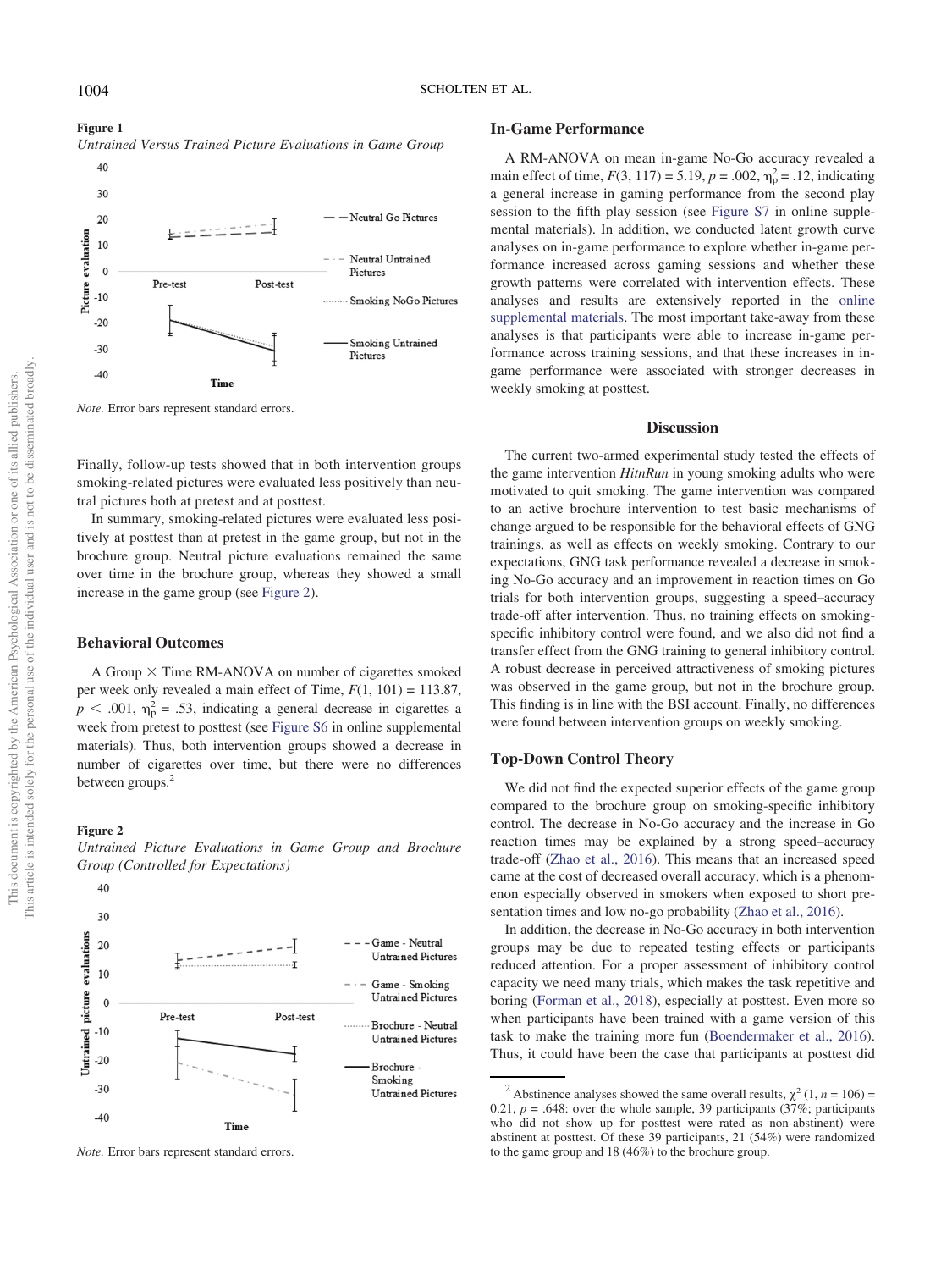**Figure 1**

*Untrained Versus Trained Picture Evaluations in Game Group*

*Note.* Error bars represent standard errors.

Finally, follow-up tests showed that in both intervention groups smoking-related pictures were evaluated less positively than neutral pictures both at pretest and at posttest.

In summary, smoking-related pictures were evaluated less positively at posttest than at pretest in the game group, but not in the brochure group. Neutral picture evaluations remained the same over time in the brochure group, whereas they showed a small increase in the game group (see Figure 2).

## Behavioral Outcomes

A Group × Time RM-ANOVA on number of cigarettes smoked per week only revealed a main effect of Time, $F(1, 101) = 113.87$, $p < .001$, $\eta_p^2 = .53$, indicating a general decrease in cigarettes a week from pretest to posttest (see Figure S6 in online supplemental materials). Thus, both intervention groups showed a decrease in number of cigarettes over time, but there were no differences between groups.[2]

**Figure 2**

*Untrained Picture Evaluations in Game Group and Brochure Group (Controlled for Expectations)*

*Note.* Error bars represent standard errors.

## In-Game Performance

A RM-ANOVA on mean in-game No-Go accuracy revealed a main effect of time, $F(3, 117) = 5.19$, $p = .002$, $\eta_p^2 = .12$, indicating a general increase in gaming performance from the second play session to the fifth play session (see Figure S7 in online supplemental materials). In addition, we conducted latent growth curve analyses on in-game performance to explore whether in-game performance increased across gaming sessions and whether these growth patterns were correlated with intervention effects. These analyses and results are extensively reported in the online supplemental materials. The most important take-away from these analyses is that participants were able to increase in-game performance across training sessions, and that these increases in in-game performance were associated with stronger decreases in weekly smoking at posttest.

# Discussion

The current two-armed experimental study tested the effects of the game intervention *HitnRun* in young smoking adults who were motivated to quit smoking. The game intervention was compared to an active brochure intervention to test basic mechanisms of change argued to be responsible for the behavioral effects of GNG trainings, as well as effects on weekly smoking. Contrary to our expectations, GNG task performance revealed a decrease in smoking No-Go accuracy and an improvement in reaction times on Go trials for both intervention groups, suggesting a speed–accuracy trade-off after intervention. Thus, no training effects on smoking-specific inhibitory control were found, and we also did not find a transfer effect from the GNG training to general inhibitory control. A robust decrease in perceived attractiveness of smoking pictures was observed in the game group, but not in the brochure group. This finding is in line with the BSI account. Finally, no differences were found between intervention groups on weekly smoking.

## Top-Down Control Theory

We did not find the expected superior effects of the game group compared to the brochure group on smoking-specific inhibitory control. The decrease in No-Go accuracy and the increase in Go reaction times may be explained by a strong speed–accuracy trade-off (Zhao et al., 2016). This means that an increased speed came at the cost of decreased overall accuracy, which is a phenomenon especially observed in smokers when exposed to short presentation times and low no-go probability (Zhao et al., 2016).

In addition, the decrease in No-Go accuracy in both intervention groups may be due to repeated testing effects or participants reduced attention. For a proper assessment of inhibitory control capacity we need many trials, which makes the task repetitive and boring (Forman et al., 2018), especially at posttest. Even more so when participants have been trained with a game version of this task to make the training more fun (Boendermaker et al., 2016). Thus, it could have been the case that participants at posttest did

[2] Abstinence analyses showed the same overall results, $\chi^2$ (1, $n$ = 106) = 0.21, $p$ = .648: over the whole sample, 39 participants (37%; participants who did not show up for posttest were rated as non-abstinent) were abstinent at posttest. Of these 39 participants, 21 (54%) were randomized to the game group and 18 (46%) to the brochure group.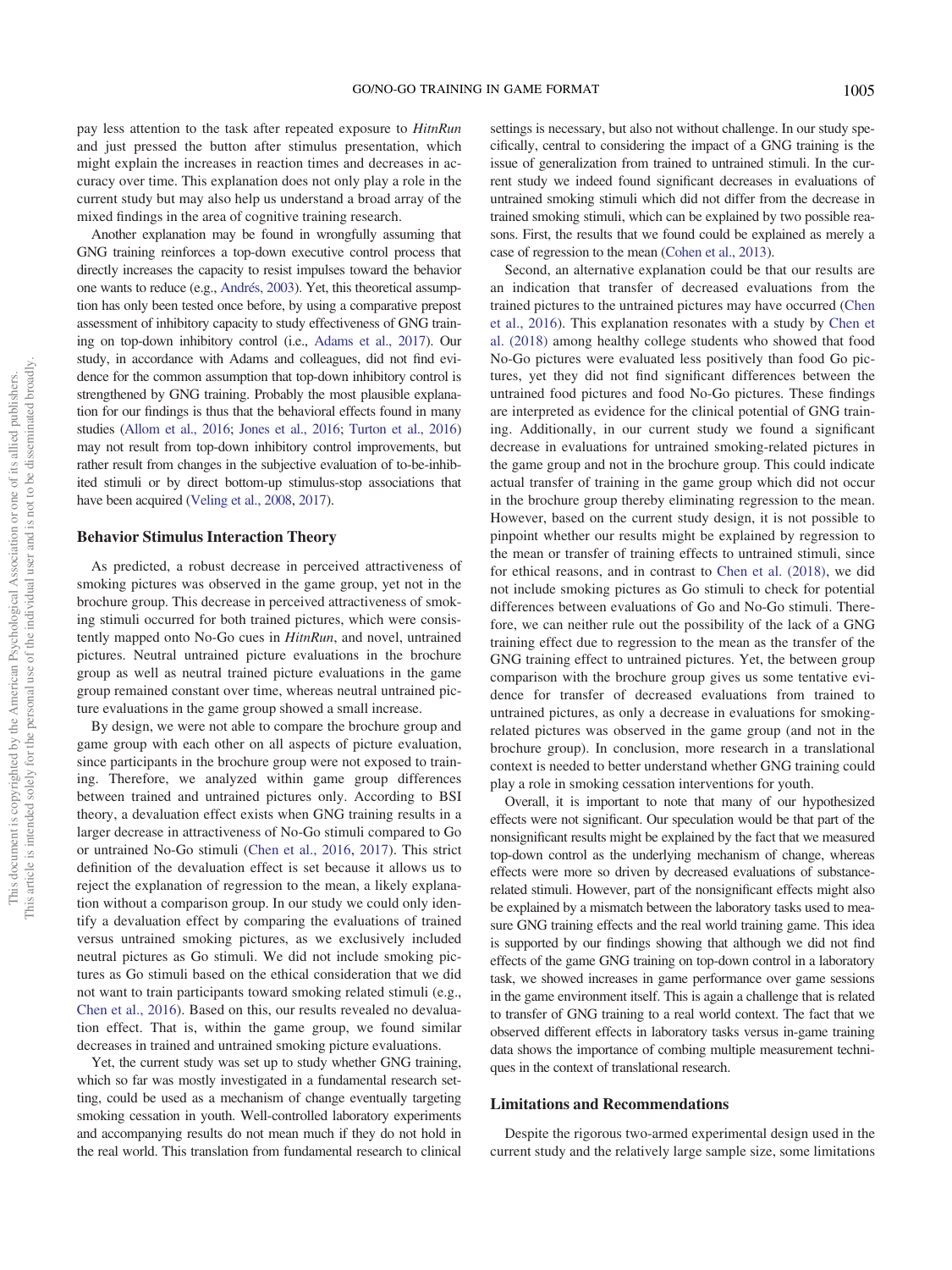pay less attention to the task after repeated exposure to *HitnRun* and just pressed the button after stimulus presentation, which might explain the increases in reaction times and decreases in accuracy over time. This explanation does not only play a role in the current study but may also help us understand a broad array of the mixed findings in the area of cognitive training research.

Another explanation may be found in wrongfully assuming that GNG training reinforces a top-down executive control process that directly increases the capacity to resist impulses toward the behavior one wants to reduce (e.g., Andrés, 2003). Yet, this theoretical assumption has only been tested once before, by using a comparative prepost assessment of inhibitory capacity to study effectiveness of GNG training on top-down inhibitory control (i.e., Adams et al., 2017). Our study, in accordance with Adams and colleagues, did not find evidence for the common assumption that top-down inhibitory control is strengthened by GNG training. Probably the most plausible explanation for our findings is thus that the behavioral effects found in many studies (Allom et al., 2016; Jones et al., 2016; Turton et al., 2016) may not result from top-down inhibitory control improvements, but rather result from changes in the subjective evaluation of to-be-inhibited stimuli or by direct bottom-up stimulus-stop associations that have been acquired (Veling et al., 2008, 2017).

## Behavior Stimulus Interaction Theory

As predicted, a robust decrease in perceived attractiveness of smoking pictures was observed in the game group, yet not in the brochure group. This decrease in perceived attractiveness of smoking stimuli occurred for both trained pictures, which were consistently mapped onto No-Go cues in *HitnRun*, and novel, untrained pictures. Neutral untrained picture evaluations in the brochure group as well as neutral trained picture evaluations in the game group remained constant over time, whereas neutral untrained picture evaluations in the game group showed a small increase.

By design, we were not able to compare the brochure group and game group with each other on all aspects of picture evaluation, since participants in the brochure group were not exposed to training. Therefore, we analyzed within game group differences between trained and untrained pictures only. According to BSI theory, a devaluation effect exists when GNG training results in a larger decrease in attractiveness of No-Go stimuli compared to Go or untrained No-Go stimuli (Chen et al., 2016, 2017). This strict definition of the devaluation effect is set because it allows us to reject the explanation of regression to the mean, a likely explanation without a comparison group. In our study we could only identify a devaluation effect by comparing the evaluations of trained versus untrained smoking pictures, as we exclusively included neutral pictures as Go stimuli. We did not include smoking pictures as Go stimuli based on the ethical consideration that we did not want to train participants toward smoking related stimuli (e.g., Chen et al., 2016). Based on this, our results revealed no devaluation effect. That is, within the game group, we found similar decreases in trained and untrained smoking picture evaluations.

Yet, the current study was set up to study whether GNG training, which so far was mostly investigated in a fundamental research setting, could be used as a mechanism of change eventually targeting smoking cessation in youth. Well-controlled laboratory experiments and accompanying results do not mean much if they do not hold in the real world. This translation from fundamental research to clinical settings is necessary, but also not without challenge. In our study specifically, central to considering the impact of a GNG training is the issue of generalization from trained to untrained stimuli. In the current study we indeed found significant decreases in evaluations of untrained smoking stimuli which did not differ from the decrease in trained smoking stimuli, which can be explained by two possible reasons. First, the results that we found could be explained as merely a case of regression to the mean (Cohen et al., 2013).

Second, an alternative explanation could be that our results are an indication that transfer of decreased evaluations from the trained pictures to the untrained pictures may have occurred (Chen et al., 2016). This explanation resonates with a study by Chen et al. (2018) among healthy college students who showed that food No-Go pictures were evaluated less positively than food Go pictures, yet they did not find significant differences between the untrained food pictures and food No-Go pictures. These findings are interpreted as evidence for the clinical potential of GNG training. Additionally, in our current study we found a significant decrease in evaluations for untrained smoking-related pictures in the game group and not in the brochure group. This could indicate actual transfer of training in the game group which did not occur in the brochure group thereby eliminating regression to the mean. However, based on the current study design, it is not possible to pinpoint whether our results might be explained by regression to the mean or transfer of training effects to untrained stimuli, since for ethical reasons, and in contrast to Chen et al. (2018), we did not include smoking pictures as Go stimuli to check for potential differences between evaluations of Go and No-Go stimuli. Therefore, we can neither rule out the possibility of the lack of a GNG training effect due to regression to the mean as the transfer of the GNG training effect to untrained pictures. Yet, the between group comparison with the brochure group gives us some tentative evidence for transfer of decreased evaluations from trained to untrained pictures, as only a decrease in evaluations for smoking-related pictures was observed in the game group (and not in the brochure group). In conclusion, more research in a translational context is needed to better understand whether GNG training could play a role in smoking cessation interventions for youth.

Overall, it is important to note that many of our hypothesized effects were not significant. Our speculation would be that part of the nonsignificant results might be explained by the fact that we measured top-down control as the underlying mechanism of change, whereas effects were more so driven by decreased evaluations of substance-related stimuli. However, part of the nonsignificant effects might also be explained by a mismatch between the laboratory tasks used to measure GNG training effects and the real world training game. This idea is supported by our findings showing that although we did not find effects of the game GNG training on top-down control in a laboratory task, we showed increases in game performance over game sessions in the game environment itself. This is again a challenge that is related to transfer of GNG training to a real world context. The fact that we observed different effects in laboratory tasks versus in-game training data shows the importance of combing multiple measurement techniques in the context of translational research.

## Limitations and Recommendations

Despite the rigorous two-armed experimental design used in the current study and the relatively large sample size, some limitations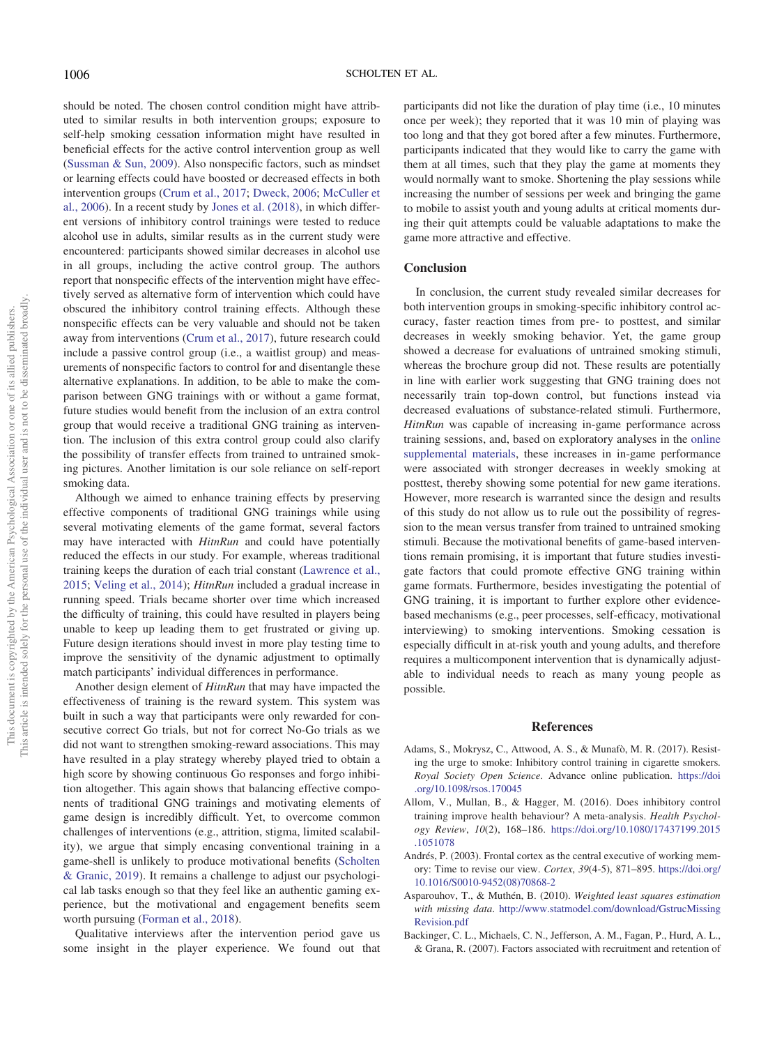should be noted. The chosen control condition might have attributed to similar results in both intervention groups; exposure to self-help smoking cessation information might have resulted in beneficial effects for the active control intervention group as well (Sussman & Sun, 2009). Also nonspecific factors, such as mindset or learning effects could have boosted or decreased effects in both intervention groups (Crum et al., 2017; Dweck, 2006; McCuller et al., 2006). In a recent study by Jones et al. (2018), in which different versions of inhibitory control trainings were tested to reduce alcohol use in adults, similar results as in the current study were encountered: participants showed similar decreases in alcohol use in all groups, including the active control group. The authors report that nonspecific effects of the intervention might have effectively served as alternative form of intervention which could have obscured the inhibitory control training effects. Although these nonspecific effects can be very valuable and should not be taken away from interventions (Crum et al., 2017), future research could include a passive control group (i.e., a waitlist group) and measurements of nonspecific factors to control for and disentangle these alternative explanations. In addition, to be able to make the comparison between GNG trainings with or without a game format, future studies would benefit from the inclusion of an extra control group that would receive a traditional GNG training as intervention. The inclusion of this extra control group could also clarify the possibility of transfer effects from trained to untrained smoking pictures. Another limitation is our sole reliance on self-report smoking data.

Although we aimed to enhance training effects by preserving effective components of traditional GNG trainings while using several motivating elements of the game format, several factors may have interacted with *HitnRun* and could have potentially reduced the effects in our study. For example, whereas traditional training keeps the duration of each trial constant (Lawrence et al., 2015; Veling et al., 2014); *HitnRun* included a gradual increase in running speed. Trials became shorter over time which increased the difficulty of training, this could have resulted in players being unable to keep up leading them to get frustrated or giving up. Future design iterations should invest in more play testing time to improve the sensitivity of the dynamic adjustment to optimally match participants' individual differences in performance.

Another design element of *HitnRun* that may have impacted the effectiveness of training is the reward system. This system was built in such a way that participants were only rewarded for consecutive correct Go trials, but not for correct No-Go trials as we did not want to strengthen smoking-reward associations. This may have resulted in a play strategy whereby played tried to obtain a high score by showing continuous Go responses and forgo inhibition altogether. This again shows that balancing effective components of traditional GNG trainings and motivating elements of game design is incredibly difficult. Yet, to overcome common challenges of interventions (e.g., attrition, stigma, limited scalability), we argue that simply encasing conventional training in a game-shell is unlikely to produce motivational benefits (Scholten & Granic, 2019). It remains a challenge to adjust our psychological lab tasks enough so that they feel like an authentic gaming experience, but the motivational and engagement benefits seem worth pursuing (Forman et al., 2018).

Qualitative interviews after the intervention period gave us some insight in the player experience. We found out that participants did not like the duration of play time (i.e., 10 minutes once per week); they reported that it was 10 min of playing was too long and that they got bored after a few minutes. Furthermore, participants indicated that they would like to carry the game with them at all times, such that they play the game at moments they would normally want to smoke. Shortening the play sessions while increasing the number of sessions per week and bringing the game to mobile to assist youth and young adults at critical moments during their quit attempts could be valuable adaptations to make the game more attractive and effective.

## Conclusion

In conclusion, the current study revealed similar decreases for both intervention groups in smoking-specific inhibitory control accuracy, faster reaction times from pre- to posttest, and similar decreases in weekly smoking behavior. Yet, the game group showed a decrease for evaluations of untrained smoking stimuli, whereas the brochure group did not. These results are potentially in line with earlier work suggesting that GNG training does not necessarily train top-down control, but functions instead via decreased evaluations of substance-related stimuli. Furthermore, *HitnRun* was capable of increasing in-game performance across training sessions, and, based on exploratory analyses in the online supplemental materials, these increases in in-game performance were associated with stronger decreases in weekly smoking at posttest, thereby showing some potential for new game iterations. However, more research is warranted since the design and results of this study do not allow us to rule out the possibility of regression to the mean versus transfer from trained to untrained smoking stimuli. Because the motivational benefits of game-based interventions remain promising, it is important that future studies investigate factors that could promote effective GNG training within game formats. Furthermore, besides investigating the potential of GNG training, it is important to further explore other evidence-based mechanisms (e.g., peer processes, self-efficacy, motivational interviewing) to smoking interventions. Smoking cessation is especially difficult in at-risk youth and young adults, and therefore requires a multicomponent intervention that is dynamically adjustable to individual needs to reach as many young people as possible.

## References

Adams, S., Mokrysz, C., Attwood, A. S., & Munafò, M. R. (2017). Resisting the urge to smoke: Inhibitory control training in cigarette smokers. *Royal Society Open Science*. Advance online publication. https://doi.org/10.1098/rsos.170045

Allom, V., Mullan, B., & Hagger, M. (2016). Does inhibitory control training improve health behaviour? A meta-analysis. *Health Psychology Review*, *10*(2), 168–186. https://doi.org/10.1080/17437199.2015.1051078

Andrés, P. (2003). Frontal cortex as the central executive of working memory: Time to revise our view. *Cortex*, *39*(4-5), 871–895. https://doi.org/10.1016/S0010-9452(08)70868-2

Asparouhov, T., & Muthén, B. (2010). *Weighted least squares estimation with missing data*. http://www.statmodel.com/download/GstrucMissingRevision.pdf

Backinger, C. L., Michaels, C. N., Jefferson, A. M., Fagan, P., Hurd, A. L., & Grana, R. (2007). Factors associated with recruitment and retention of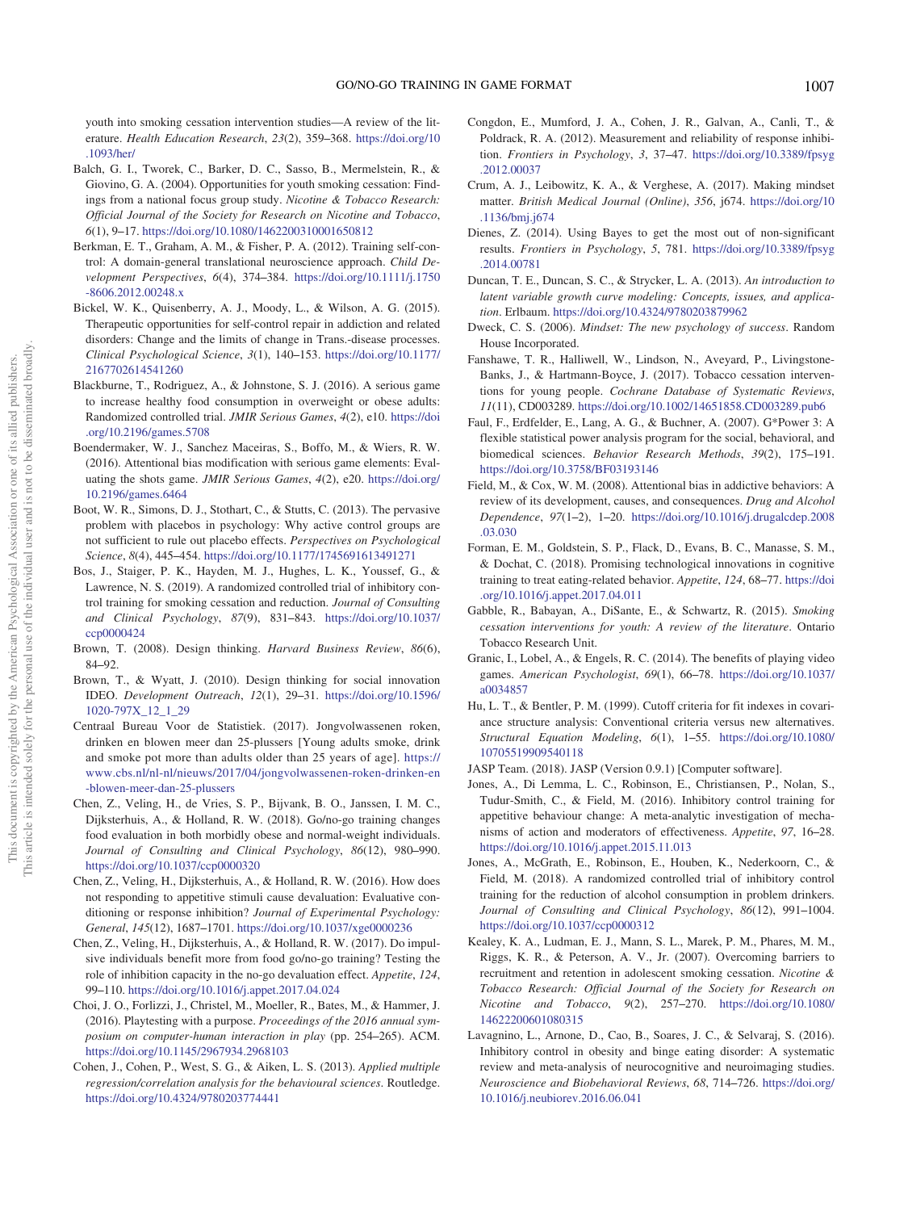youth into smoking cessation intervention studies—A review of the literature. *Health Education Research*, *23*(2), 359–368. https://doi.org/10.1093/her/

Balch, G. I., Tworek, C., Barker, D. C., Sasso, B., Mermelstein, R., & Giovino, G. A. (2004). Opportunities for youth smoking cessation: Findings from a national focus group study. *Nicotine & Tobacco Research: Official Journal of the Society for Research on Nicotine and Tobacco*, *6*(1), 9–17. https://doi.org/10.1080/14622003100001650812

Berkman, E. T., Graham, A. M., & Fisher, P. A. (2012). Training self-control: A domain-general translational neuroscience approach. *Child Development Perspectives*, *6*(4), 374–384. https://doi.org/10.1111/j.1750-8606.2012.00248.x

Bickel, W. K., Quisenberry, A. J., Moody, L., & Wilson, A. G. (2015). Therapeutic opportunities for self-control repair in addiction and related disorders: Change and the limits of change in Trans.-disease processes. *Clinical Psychological Science*, *3*(1), 140–153. https://doi.org/10.1177/2167702614541260

Blackburne, T., Rodriguez, A., & Johnstone, S. J. (2016). A serious game to increase healthy food consumption in overweight or obese adults: Randomized controlled trial. *JMIR Serious Games*, *4*(2), e10. https://doi.org/10.2196/games.5708

Boendermaker, W. J., Sanchez Maceiras, S., Boffo, M., & Wiers, R. W. (2016). Attentional bias modification with serious game elements: Evaluating the shots game. *JMIR Serious Games*, *4*(2), e20. https://doi.org/10.2196/games.6464

Boot, W. R., Simons, D. J., Stothart, C., & Stutts, C. (2013). The pervasive problem with placebos in psychology: Why active control groups are not sufficient to rule out placebo effects. *Perspectives on Psychological Science*, *8*(4), 445–454. https://doi.org/10.1177/1745691613491271

Bos, J., Staiger, P. K., Hayden, M. J., Hughes, L. K., Youssef, G., & Lawrence, N. S. (2019). A randomized controlled trial of inhibitory control training for smoking cessation and reduction. *Journal of Consulting and Clinical Psychology*, *87*(9), 831–843. https://doi.org/10.1037/ccp0000424

Brown, T. (2008). Design thinking. *Harvard Business Review*, *86*(6), 84–92.

Brown, T., & Wyatt, J. (2010). Design thinking for social innovation IDEO. *Development Outreach*, *12*(1), 29–31. https://doi.org/10.1596/1020-797X_12_1_29

Centraal Bureau Voor de Statistiek. (2017). Jongvolwassenen roken, drinken en blowen meer dan 25-plussers [Young adults smoke, drink and smoke pot more than adults older than 25 years of age]. https://www.cbs.nl/nl-nl/nieuws/2017/04/jongvolwassenen-roken-drinken-en-blowen-meer-dan-25-plussers

Chen, Z., Veling, H., de Vries, S. P., Bijvank, B. O., Janssen, I. M. C., Dijksterhuis, A., & Holland, R. W. (2018). Go/no-go training changes food evaluation in both morbidly obese and normal-weight individuals. *Journal of Consulting and Clinical Psychology*, *86*(12), 980–990. https://doi.org/10.1037/ccp0000320

Chen, Z., Veling, H., Dijksterhuis, A., & Holland, R. W. (2016). How does not responding to appetitive stimuli cause devaluation: Evaluative conditioning or response inhibition? *Journal of Experimental Psychology: General*, *145*(12), 1687–1701. https://doi.org/10.1037/xge0000236

Chen, Z., Veling, H., Dijksterhuis, A., & Holland, R. W. (2017). Do impulsive individuals benefit more from food go/no-go training? Testing the role of inhibition capacity in the no-go devaluation effect. *Appetite*, *124*, 99–110. https://doi.org/10.1016/j.appet.2017.04.024

Choi, J. O., Forlizzi, J., Christel, M., Moeller, R., Bates, M., & Hammer, J. (2016). Playtesting with a purpose. *Proceedings of the 2016 annual symposium on computer-human interaction in play* (pp. 254–265). ACM. https://doi.org/10.1145/2967934.2968103

Cohen, J., Cohen, P., West, S. G., & Aiken, L. S. (2013). *Applied multiple regression/correlation analysis for the behavioural sciences*. Routledge. https://doi.org/10.4324/9780203774441

Congdon, E., Mumford, J. A., Cohen, J. R., Galvan, A., Canli, T., & Poldrack, R. A. (2012). Measurement and reliability of response inhibition. *Frontiers in Psychology*, *3*, 37–47. https://doi.org/10.3389/fpsyg.2012.00037

Crum, A. J., Leibowitz, K. A., & Verghese, A. (2017). Making mindset matter. *British Medical Journal (Online)*, *356*, j674. https://doi.org/10.1136/bmj.j674

Dienes, Z. (2014). Using Bayes to get the most out of non-significant results. *Frontiers in Psychology*, *5*, 781. https://doi.org/10.3389/fpsyg.2014.00781

Duncan, T. E., Duncan, S. C., & Strycker, L. A. (2013). *An introduction to latent variable growth curve modeling: Concepts, issues, and application*. Erlbaum. https://doi.org/10.4324/9780203879962

Dweck, C. S. (2006). *Mindset: The new psychology of success*. Random House Incorporated.

Fanshawe, T. R., Halliwell, W., Lindson, N., Aveyard, P., Livingstone-Banks, J., & Hartmann-Boyce, J. (2017). Tobacco cessation interventions for young people. *Cochrane Database of Systematic Reviews*, *11*(11), CD003289. https://doi.org/10.1002/14651858.CD003289.pub6

Faul, F., Erdfelder, E., Lang, A. G., & Buchner, A. (2007). G*Power 3: A flexible statistical power analysis program for the social, behavioral, and biomedical sciences. *Behavior Research Methods*, *39*(2), 175–191. https://doi.org/10.3758/BF03193146

Field, M., & Cox, W. M. (2008). Attentional bias in addictive behaviors: A review of its development, causes, and consequences. *Drug and Alcohol Dependence*, *97*(1–2), 1–20. https://doi.org/10.1016/j.drugalcdep.2008.03.030

Forman, E. M., Goldstein, S. P., Flack, D., Evans, B. C., Manasse, S. M., & Dochat, C. (2018). Promising technological innovations in cognitive training to treat eating-related behavior. *Appetite*, *124*, 68–77. https://doi.org/10.1016/j.appet.2017.04.011

Gabble, R., Babayan, A., DiSante, E., & Schwartz, R. (2015). *Smoking cessation interventions for youth: A review of the literature*. Ontario Tobacco Research Unit.

Granic, I., Lobel, A., & Engels, R. C. (2014). The benefits of playing video games. *American Psychologist*, *69*(1), 66–78. https://doi.org/10.1037/a0034857

Hu, L. T., & Bentler, P. M. (1999). Cutoff criteria for fit indexes in covariance structure analysis: Conventional criteria versus new alternatives. *Structural Equation Modeling*, *6*(1), 1–55. https://doi.org/10.1080/10705519909540118

JASP Team. (2018). JASP (Version 0.9.1) [Computer software].

Jones, A., Di Lemma, L. C., Robinson, E., Christiansen, P., Nolan, S., Tudur-Smith, C., & Field, M. (2016). Inhibitory control training for appetitive behaviour change: A meta-analytic investigation of mechanisms of action and moderators of effectiveness. *Appetite*, *97*, 16–28. https://doi.org/10.1016/j.appet.2015.11.013

Jones, A., McGrath, E., Robinson, E., Houben, K., Nederkoorn, C., & Field, M. (2018). A randomized controlled trial of inhibitory control training for the reduction of alcohol consumption in problem drinkers. *Journal of Consulting and Clinical Psychology*, *86*(12), 991–1004. https://doi.org/10.1037/ccp0000312

Kealey, K. A., Ludman, E. J., Mann, S. L., Marek, P. M., Phares, M. M., Riggs, K. R., & Peterson, A. V., Jr. (2007). Overcoming barriers to recruitment and retention in adolescent smoking cessation. *Nicotine & Tobacco Research: Official Journal of the Society for Research on Nicotine and Tobacco*, *9*(2), 257–270. https://doi.org/10.1080/14622200601080315

Lavagnino, L., Arnone, D., Cao, B., Soares, J. C., & Selvaraj, S. (2016). Inhibitory control in obesity and binge eating disorder: A systematic review and meta-analysis of neurocognitive and neuroimaging studies. *Neuroscience and Biobehavioral Reviews*, *68*, 714–726. https://doi.org/10.1016/j.neubiorev.2016.06.041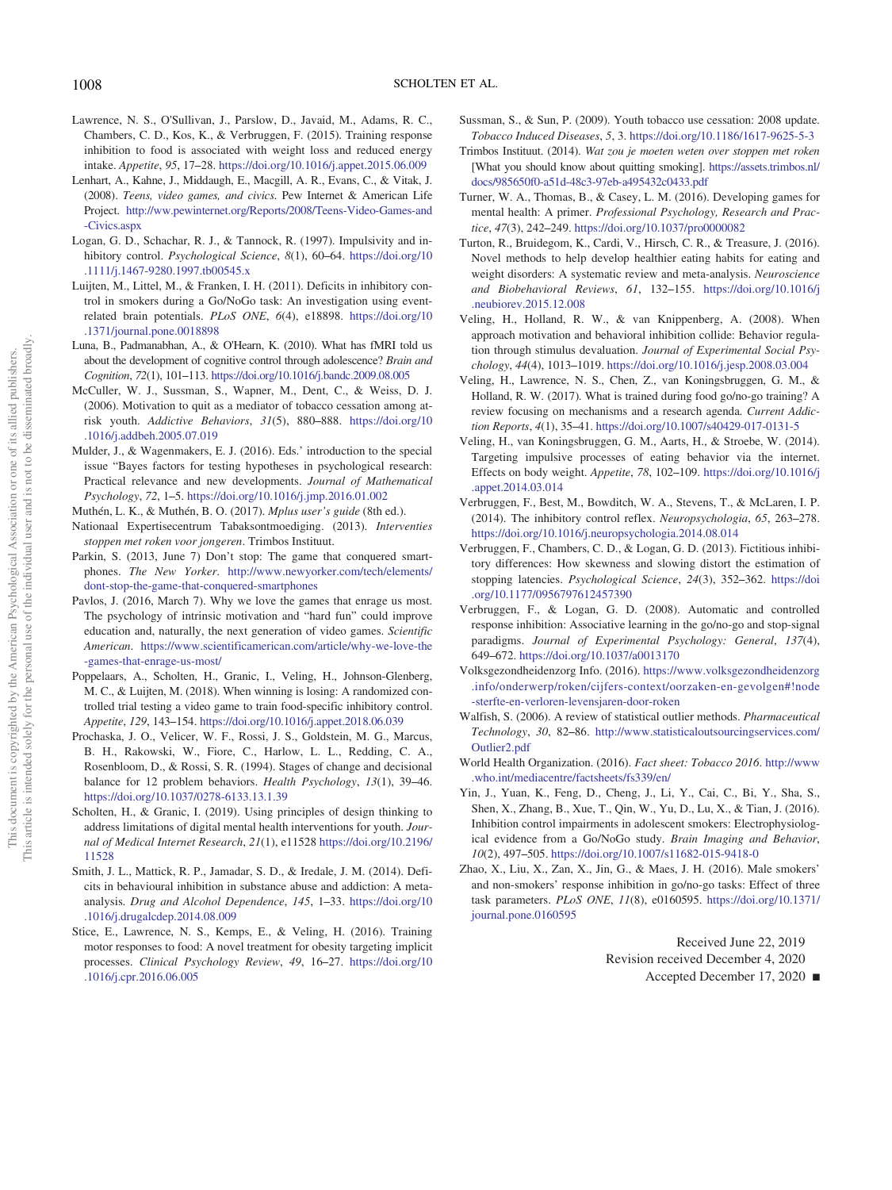Lawrence, N. S., O'Sullivan, J., Parslow, D., Javaid, M., Adams, R. C., Chambers, C. D., Kos, K., & Verbruggen, F. (2015). Training response inhibition to food is associated with weight loss and reduced energy intake. *Appetite*, *95*, 17–28. https://doi.org/10.1016/j.appet.2015.06.009

Lenhart, A., Kahne, J., Middaugh, E., Macgill, A. R., Evans, C., & Vitak, J. (2008). *Teens, video games, and civics.* Pew Internet & American Life Project. http://ww.pewinternet.org/Reports/2008/Teens-Video-Games-and-Civics.aspx

Logan, G. D., Schachar, R. J., & Tannock, R. (1997). Impulsivity and inhibitory control. *Psychological Science*, *8*(1), 60–64. https://doi.org/10.1111/j.1467-9280.1997.tb00545.x

Luijten, M., Littel, M., & Franken, I. H. (2011). Deficits in inhibitory control in smokers during a Go/NoGo task: An investigation using event-related brain potentials. *PLoS ONE*, *6*(4), e18898. https://doi.org/10.1371/journal.pone.0018898

Luna, B., Padmanabhan, A., & O'Hearn, K. (2010). What has fMRI told us about the development of cognitive control through adolescence? *Brain and Cognition*, *72*(1), 101–113. https://doi.org/10.1016/j.bandc.2009.08.005

McCuller, W. J., Sussman, S., Wapner, M., Dent, C., & Weiss, D. J. (2006). Motivation to quit as a mediator of tobacco cessation among at-risk youth. *Addictive Behaviors*, *31*(5), 880–888. https://doi.org/10.1016/j.addbeh.2005.07.019

Mulder, J., & Wagenmakers, E. J. (2016). Eds.' introduction to the special issue "Bayes factors for testing hypotheses in psychological research: Practical relevance and new developments. *Journal of Mathematical Psychology*, *72*, 1–5. https://doi.org/10.1016/j.jmp.2016.01.002

Muthén, L. K., & Muthén, B. O. (2017). *Mplus user's guide* (8th ed.).

Nationaal Expertisecentrum Tabaksontmoediging. (2013). *Interventies stoppen met roken voor jongeren*. Trimbos Instituut.

Parkin, S. (2013, June 7) Don't stop: The game that conquered smartphones. *The New Yorker*. http://www.newyorker.com/tech/elements/dont-stop-the-game-that-conquered-smartphones

Pavlos, J. (2016, March 7). Why we love the games that enrage us most. The psychology of intrinsic motivation and "hard fun" could improve education and, naturally, the next generation of video games. *Scientific American*. https://www.scientificamerican.com/article/why-we-love-the-games-that-enrage-us-most/

Poppelaars, A., Scholten, H., Granic, I., Veling, H., Johnson-Glenberg, M. C., & Luijten, M. (2018). When winning is losing: A randomized controlled trial testing a video game to train food-specific inhibitory control. *Appetite*, *129*, 143–154. https://doi.org/10.1016/j.appet.2018.06.039

Prochaska, J. O., Velicer, W. F., Rossi, J. S., Goldstein, M. G., Marcus, B. H., Rakowski, W., Fiore, C., Harlow, L. L., Redding, C. A., Rosenbloom, D., & Rossi, S. R. (1994). Stages of change and decisional balance for 12 problem behaviors. *Health Psychology*, *13*(1), 39–46. https://doi.org/10.1037/0278-6133.13.1.39

Scholten, H., & Granic, I. (2019). Using principles of design thinking to address limitations of digital mental health interventions for youth. *Journal of Medical Internet Research*, *21*(1), e11528 https://doi.org/10.2196/11528

Smith, J. L., Mattick, R. P., Jamadar, S. D., & Iredale, J. M. (2014). Deficits in behavioural inhibition in substance abuse and addiction: A meta-analysis. *Drug and Alcohol Dependence*, *145*, 1–33. https://doi.org/10.1016/j.drugalcdep.2014.08.009

Stice, E., Lawrence, N. S., Kemps, E., & Veling, H. (2016). Training motor responses to food: A novel treatment for obesity targeting implicit processes. *Clinical Psychology Review*, *49*, 16–27. https://doi.org/10.1016/j.cpr.2016.06.005

Sussman, S., & Sun, P. (2009). Youth tobacco use cessation: 2008 update. *Tobacco Induced Diseases*, *5*, 3. https://doi.org/10.1186/1617-9625-5-3

Trimbos Instituut. (2014). *Wat zou je moeten weten over stoppen met roken* [What you should know about quitting smoking]. https://assets.trimbos.nl/docs/985650f0-a51d-48c3-97eb-a495432c0433.pdf

Turner, W. A., Thomas, B., & Casey, L. M. (2016). Developing games for mental health: A primer. *Professional Psychology, Research and Practice*, *47*(3), 242–249. https://doi.org/10.1037/pro0000082

Turton, R., Bruidegom, K., Cardi, V., Hirsch, C. R., & Treasure, J. (2016). Novel methods to help develop healthier eating habits for eating and weight disorders: A systematic review and meta-analysis. *Neuroscience and Biobehavioral Reviews*, *61*, 132–155. https://doi.org/10.1016/j.neubiorev.2015.12.008

Veling, H., Holland, R. W., & van Knippenberg, A. (2008). When approach motivation and behavioral inhibition collide: Behavior regulation through stimulus devaluation. *Journal of Experimental Social Psychology*, *44*(4), 1013–1019. https://doi.org/10.1016/j.jesp.2008.03.004

Veling, H., Lawrence, N. S., Chen, Z., van Koningsbruggen, G. M., & Holland, R. W. (2017). What is trained during food go/no-go training? A review focusing on mechanisms and a research agenda. *Current Addiction Reports*, *4*(1), 35–41. https://doi.org/10.1007/s40429-017-0131-5

Veling, H., van Koningsbruggen, G. M., Aarts, H., & Stroebe, W. (2014). Targeting impulsive processes of eating behavior via the internet. Effects on body weight. *Appetite*, *78*, 102–109. https://doi.org/10.1016/j.appet.2014.03.014

Verbruggen, F., Best, M., Bowditch, W. A., Stevens, T., & McLaren, I. P. (2014). The inhibitory control reflex. *Neuropsychologia*, *65*, 263–278. https://doi.org/10.1016/j.neuropsychologia.2014.08.014

Verbruggen, F., Chambers, C. D., & Logan, G. D. (2013). Fictitious inhibitory differences: How skewness and slowing distort the estimation of stopping latencies. *Psychological Science*, *24*(3), 352–362. https://doi.org/10.1177/0956797612457390

Verbruggen, F., & Logan, G. D. (2008). Automatic and controlled response inhibition: Associative learning in the go/no-go and stop-signal paradigms. *Journal of Experimental Psychology: General*, *137*(4), 649–672. https://doi.org/10.1037/a0013170

Volksgezondheidenzorg Info. (2016). https://www.volksgezondheidenzorg.info/onderwerp/roken/cijfers-context/oorzaken-en-gevolgen#!node-sterfte-en-verloren-levensjaren-door-roken

Walfish, S. (2006). A review of statistical outlier methods. *Pharmaceutical Technology*, *30*, 82–86. http://www.statisticaloutsourcingservices.com/Outlier2.pdf

World Health Organization. (2016). *Fact sheet: Tobacco 2016.* http://www.who.int/mediacentre/factsheets/fs339/en/

Yin, J., Yuan, K., Feng, D., Cheng, J., Li, Y., Cai, C., Bi, Y., Sha, S., Shen, X., Zhang, B., Xue, T., Qin, W., Yu, D., Lu, X., & Tian, J. (2016). Inhibition control impairments in adolescent smokers: Electrophysiological evidence from a Go/NoGo study. *Brain Imaging and Behavior*, *10*(2), 497–505. https://doi.org/10.1007/s11682-015-9418-0

Zhao, X., Liu, X., Zan, X., Jin, G., & Maes, J. H. (2016). Male smokers' and non-smokers' response inhibition in go/no-go tasks: Effect of three task parameters. *PLoS ONE*, *11*(8), e0160595. https://doi.org/10.1371/journal.pone.0160595

Received June 22, 2019
Revision received December 4, 2020
Accepted December 17, 2020 ■